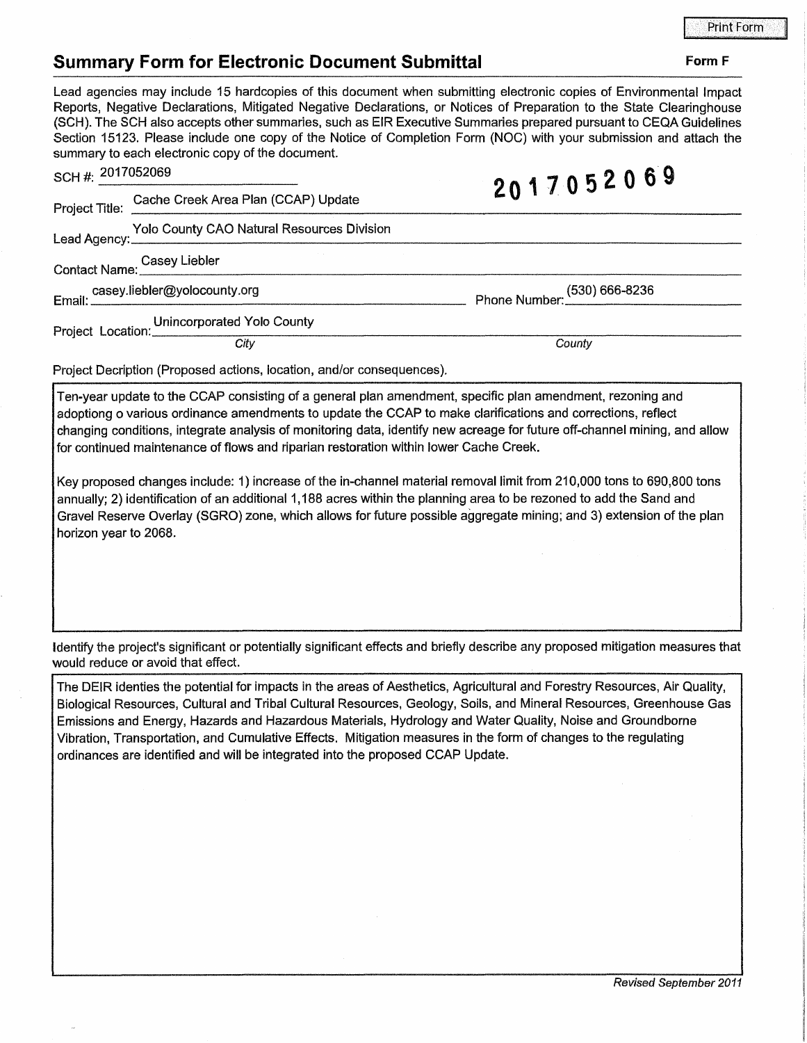Print Form

## Summary Form for Electronic Document Submittal

**Form F**

Lead agencies may include 15 hardcopies of this document when submitting electronic copies of Environmental Impact Reports, Negative Declarations, Mitigated Negative Declarations, or Notices of Preparation to the State Clearinghouse (SCH). The SCH also accepts other summaries, such as EIR Executive Summaries prepared pursuant to CEQA Guidelines Section 15123. Please include one copy of the Notice of Completion Form (NOC) with your submission and attach the summary to each electronic copy of the document.

SCH #: 2017052069

2017052069

Project Title: Cache Creek Area Plan (CCAP) Update

Lead Agency: Yolo County CAO Natural Resources Division

Contact Name: Casey Liebler

Email: casey.liebler@yolocounty.org

Phone Number: (530) 666-8236

Project Location: Unincorporated Yolo County

*City* *County*

Project Decription (Proposed actions, location, and/or consequences).

Ten-year update to the CCAP consisting of a general plan amendment, specific plan amendment, rezoning and adoptiong o various ordinance amendments to update the CCAP to make clarifications and corrections, reflect changing conditions, integrate analysis of monitoring data, identify new acreage for future off-channel mining, and allow for continued maintenance of flows and riparian restoration within lower Cache Creek.

Key proposed changes include: 1) increase of the in-channel material removal limit from 210,000 tons to 690,800 tons annually; 2) identification of an additional 1,188 acres within the planning area to be rezoned to add the Sand and Gravel Reserve Overlay (SGRO) zone, which allows for future possible aggregate mining; and 3) extension of the plan horizon year to 2068.

Identify the project's significant or potentially significant effects and briefly describe any proposed mitigation measures that would reduce or avoid that effect.

The DEIR identies the potential for impacts in the areas of Aesthetics, Agricultural and Forestry Resources, Air Quality, Biological Resources, Cultural and Tribal Cultural Resources, Geology, Soils, and Mineral Resources, Greenhouse Gas Emissions and Energy, Hazards and Hazardous Materials, Hydrology and Water Quality, Noise and Groundborne Vibration, Transportation, and Cumulative Effects. Mitigation measures in the form of changes to the regulating ordinances are identified and will be integrated into the proposed CCAP Update.

*Revised September 2011*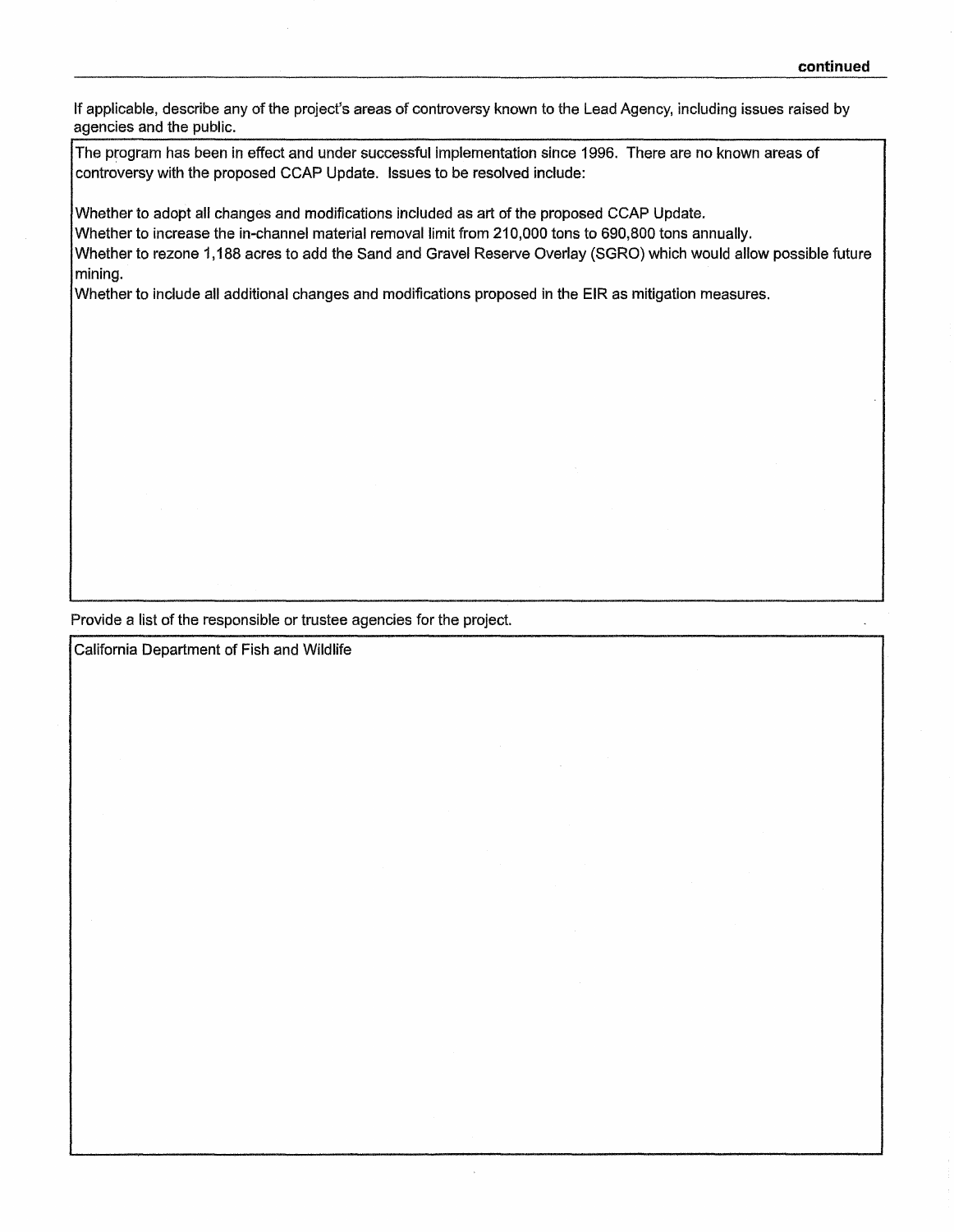**continued**

If applicable, describe any of the project's areas of controversy known to the Lead Agency, including issues raised by agencies and the public.

The program has been in effect and under successful implementation since 1996. There are no known areas of controversy with the proposed CCAP Update. Issues to be resolved include:

Whether to adopt all changes and modifications included as art of the proposed CCAP Update.
Whether to increase the in-channel material removal limit from 210,000 tons to 690,800 tons annually.
Whether to rezone 1,188 acres to add the Sand and Gravel Reserve Overlay (SGRO) which would allow possible future mining.
Whether to include all additional changes and modifications proposed in the EIR as mitigation measures.

Provide a list of the responsible or trustee agencies for the project.

California Department of Fish and Wildlife